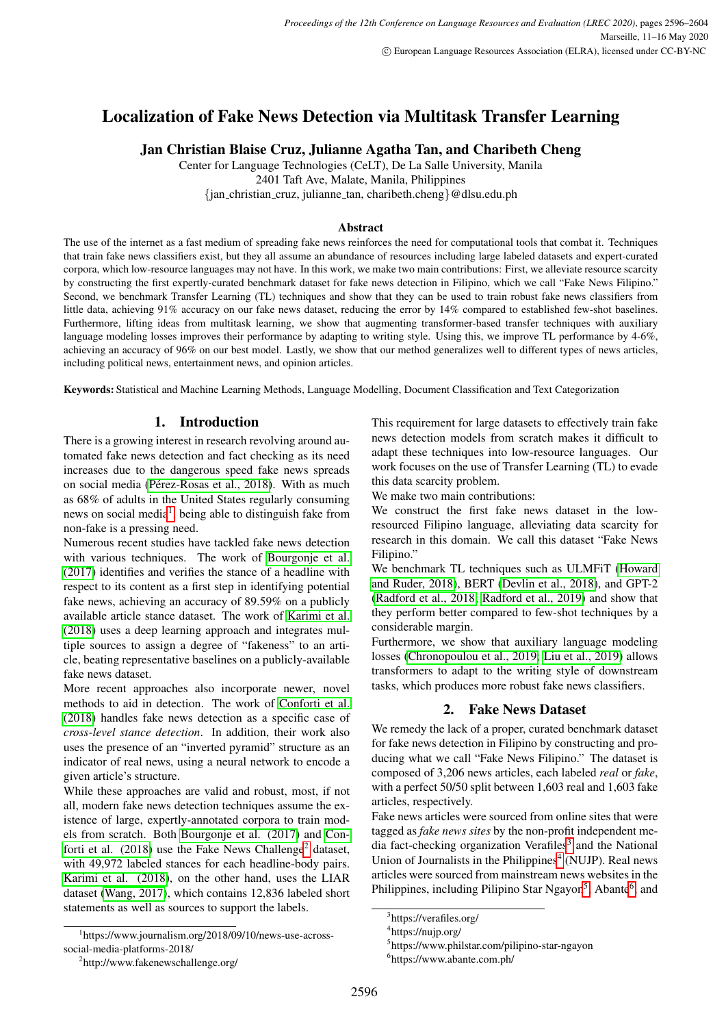# Localization of Fake News Detection via Multitask Transfer Learning

**Jan Christian Blaise Cruz, Julianne Agatha Tan, and Charibeth Cheng**

Center for Language Technologies (CeLT), De La Salle University, Manila
2401 Taft Ave, Malate, Manila, Philippines
{jan_christian_cruz, julianne_tan, charibeth.cheng}@dlsu.edu.ph

### Abstract

The use of the internet as a fast medium of spreading fake news reinforces the need for computational tools that combat it. Techniques that train fake news classifiers exist, but they all assume an abundance of resources including large labeled datasets and expert-curated corpora, which low-resource languages may not have. In this work, we make two main contributions: First, we alleviate resource scarcity by constructing the first expertly-curated benchmark dataset for fake news detection in Filipino, which we call "Fake News Filipino." Second, we benchmark Transfer Learning (TL) techniques and show that they can be used to train robust fake news classifiers from little data, achieving 91% accuracy on our fake news dataset, reducing the error by 14% compared to established few-shot baselines. Furthermore, lifting ideas from multitask learning, we show that augmenting transformer-based transfer techniques with auxiliary language modeling losses improves their performance by adapting to writing style. Using this, we improve TL performance by 4-6%, achieving an accuracy of 96% on our best model. Lastly, we show that our method generalizes well to different types of news articles, including political news, entertainment news, and opinion articles.

**Keywords:** Statistical and Machine Learning Methods, Language Modelling, Document Classification and Text Categorization

## 1. Introduction

There is a growing interest in research revolving around automated fake news detection and fact checking as its need increases due to the dangerous speed fake news spreads on social media (Pérez-Rosas et al., 2018). With as much as 68% of adults in the United States regularly consuming news on social media[1], being able to distinguish fake from non-fake is a pressing need.

Numerous recent studies have tackled fake news detection with various techniques. The work of Bourgonje et al. (2017) identifies and verifies the stance of a headline with respect to its content as a first step in identifying potential fake news, achieving an accuracy of 89.59% on a publicly available article stance dataset. The work of Karimi et al. (2018) uses a deep learning approach and integrates multiple sources to assign a degree of "fakeness" to an article, beating representative baselines on a publicly-available fake news dataset.

More recent approaches also incorporate newer, novel methods to aid in detection. The work of Conforti et al. (2018) handles fake news detection as a specific case of *cross-level stance detection*. In addition, their work also uses the presence of an "inverted pyramid" structure as an indicator of real news, using a neural network to encode a given article's structure.

While these approaches are valid and robust, most, if not all, modern fake news detection techniques assume the existence of large, expertly-annotated corpora to train models from scratch. Both Bourgonje et al. (2017) and Conforti et al. (2018) use the Fake News Challenge[2] dataset, with 49,972 labeled stances for each headline-body pairs. Karimi et al. (2018), on the other hand, uses the LIAR dataset (Wang, 2017), which contains 12,836 labeled short statements as well as sources to support the labels.

This requirement for large datasets to effectively train fake news detection models from scratch makes it difficult to adapt these techniques into low-resource languages. Our work focuses on the use of Transfer Learning (TL) to evade this data scarcity problem.

We make two main contributions:

We construct the first fake news dataset in the low-resourced Filipino language, alleviating data scarcity for research in this domain. We call this dataset "Fake News Filipino."

We benchmark TL techniques such as ULMFiT (Howard and Ruder, 2018), BERT (Devlin et al., 2018), and GPT-2 (Radford et al., 2018; Radford et al., 2019) and show that they perform better compared to few-shot techniques by a considerable margin.

Furthermore, we show that auxiliary language modeling losses (Chronopoulou et al., 2019; Liu et al., 2019) allows transformers to adapt to the writing style of downstream tasks, which produces more robust fake news classifiers.

## 2. Fake News Dataset

We remedy the lack of a proper, curated benchmark dataset for fake news detection in Filipino by constructing and producing what we call "Fake News Filipino." The dataset is composed of 3,206 news articles, each labeled *real* or *fake*, with a perfect 50/50 split between 1,603 real and 1,603 fake articles, respectively.

Fake news articles were sourced from online sites that were tagged as *fake news sites* by the non-profit independent media fact-checking organization Verafiles[3] and the National Union of Journalists in the Philippines[4] (NUJP). Real news articles were sourced from mainstream news websites in the Philippines, including Pilipino Star Ngayon[5], Abante[6], and

---

[1] https://www.journalism.org/2018/09/10/news-use-across-social-media-platforms-2018/

[2] http://www.fakenewschallenge.org/

[3] https://verafiles.org/

[4] https://nujp.org/

[5] https://www.philstar.com/pilipino-star-ngayon

[6] https://www.abante.com.ph/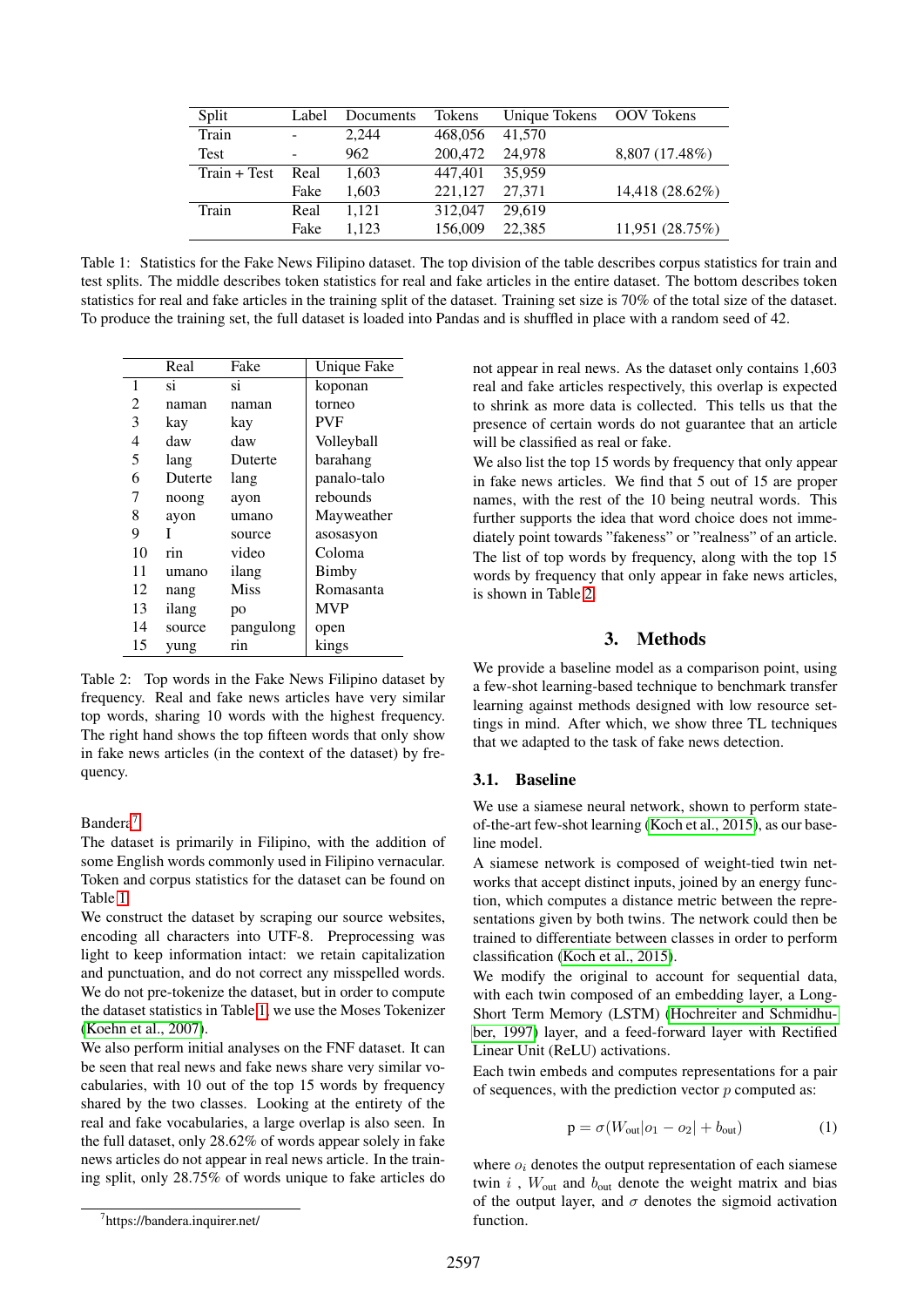| Split | Label | Documents | Tokens | Unique Tokens | OOV Tokens |
|---|---|---|---|---|---|
| Train | - | 2,244 | 468,056 | 41,570 | |
| Test | - | 962 | 200,472 | 24,978 | 8,807 (17.48%) |
| Train + Test | Real | 1,603 | 447,401 | 35,959 | |
| | Fake | 1,603 | 221,127 | 27,371 | 14,418 (28.62%) |
| Train | Real | 1,121 | 312,047 | 29,619 | |
| | Fake | 1,123 | 156,009 | 22,385 | 11,951 (28.75%) |

Table 1: Statistics for the Fake News Filipino dataset. The top division of the table describes corpus statistics for train and test splits. The middle describes token statistics for real and fake articles in the entire dataset. The bottom describes token statistics for real and fake articles in the training split of the dataset. Training set size is 70% of the total size of the dataset. To produce the training set, the full dataset is loaded into Pandas and is shuffled in place with a random seed of 42.

| | Real | Fake | Unique Fake |
|---|---|---|---|
| 1 | si | si | koponan |
| 2 | naman | naman | torneo |
| 3 | kay | kay | PVF |
| 4 | daw | daw | Volleyball |
| 5 | lang | Duterte | barahang |
| 6 | Duterte | lang | panalo-talo |
| 7 | noong | ayon | rebounds |
| 8 | ayon | umano | Mayweather |
| 9 | I | source | asosasyon |
| 10 | rin | video | Coloma |
| 11 | umano | ilang | Bimby |
| 12 | nang | Miss | Romasanta |
| 13 | ilang | po | MVP |
| 14 | source | pangulong | open |
| 15 | yung | rin | kings |

Table 2: Top words in the Fake News Filipino dataset by frequency. Real and fake news articles have very similar top words, sharing 10 words with the highest frequency. The right hand shows the top fifteen words that only show in fake news articles (in the context of the dataset) by frequency.

Bandera[7]

The dataset is primarily in Filipino, with the addition of some English words commonly used in Filipino vernacular. Token and corpus statistics for the dataset can be found on Table 1.

We construct the dataset by scraping our source websites, encoding all characters into UTF-8. Preprocessing was light to keep information intact: we retain capitalization and punctuation, and do not correct any misspelled words. We do not pre-tokenize the dataset, but in order to compute the dataset statistics in Table 1, we use the Moses Tokenizer (Koehn et al., 2007).

We also perform initial analyses on the FNF dataset. It can be seen that real news and fake news share very similar vocabularies, with 10 out of the top 15 words by frequency shared by the two classes. Looking at the entirety of the real and fake vocabularies, a large overlap is also seen. In the full dataset, only 28.62% of words appear solely in fake news articles do not appear in real news article. In the training split, only 28.75% of words unique to fake articles do not appear in real news. As the dataset only contains 1,603 real and fake articles respectively, this overlap is expected to shrink as more data is collected. This tells us that the presence of certain words do not guarantee that an article will be classified as real or fake.

We also list the top 15 words by frequency that only appear in fake news articles. We find that 5 out of 15 are proper names, with the rest of the 10 being neutral words. This further supports the idea that word choice does not immediately point towards "fakeness" or "realness" of an article. The list of top words by frequency, along with the top 15 words by frequency that only appear in fake news articles, is shown in Table 2.

[7]https://bandera.inquirer.net/

# 3. Methods

We provide a baseline model as a comparison point, using a few-shot learning-based technique to benchmark transfer learning against methods designed with low resource settings in mind. After which, we show three TL techniques that we adapted to the task of fake news detection.

## 3.1. Baseline

We use a siamese neural network, shown to perform state-of-the-art few-shot learning (Koch et al., 2015), as our baseline model.

A siamese network is composed of weight-tied twin networks that accept distinct inputs, joined by an energy function, which computes a distance metric between the representations given by both twins. The network could then be trained to differentiate between classes in order to perform classification (Koch et al., 2015).

We modify the original to account for sequential data, with each twin composed of an embedding layer, a Long-Short Term Memory (LSTM) (Hochreiter and Schmidhuber, 1997) layer, and a feed-forward layer with Rectified Linear Unit (ReLU) activations.

Each twin embeds and computes representations for a pair of sequences, with the prediction vector $p$ computed as:

$$\mathrm{p} = \sigma(W_{\text{out}}|o_1 - o_2| + b_{\text{out}}) \tag{1}$$

where $o_i$ denotes the output representation of each siamese twin $i$ , $W_{\text{out}}$ and $b_{\text{out}}$ denote the weight matrix and bias of the output layer, and $\sigma$ denotes the sigmoid activation function.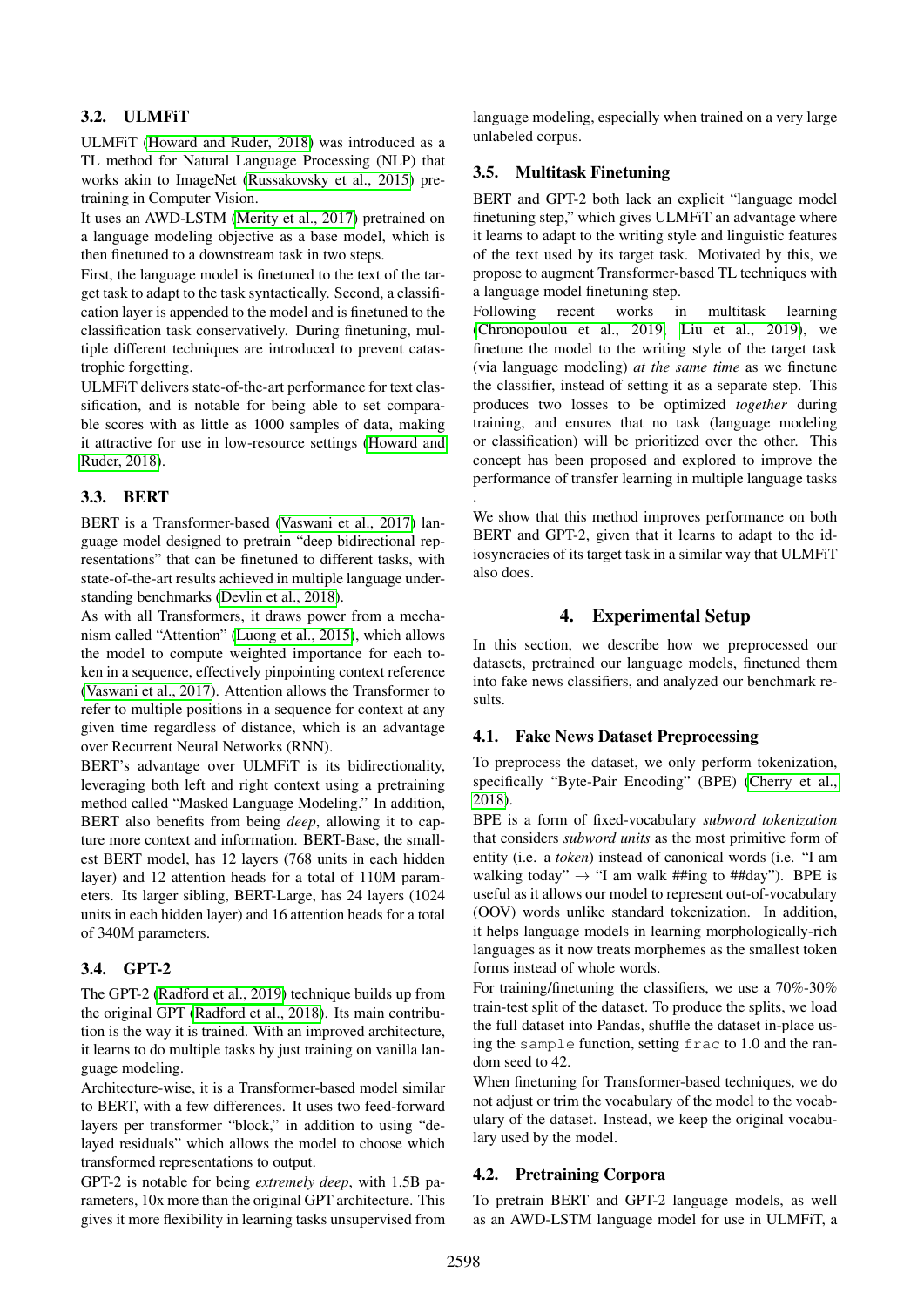### 3.2. ULMFiT

ULMFiT (Howard and Ruder, 2018) was introduced as a TL method for Natural Language Processing (NLP) that works akin to ImageNet (Russakovsky et al., 2015) pretraining in Computer Vision.

It uses an AWD-LSTM (Merity et al., 2017) pretrained on a language modeling objective as a base model, which is then finetuned to a downstream task in two steps.

First, the language model is finetuned to the text of the target task to adapt to the task syntactically. Second, a classification layer is appended to the model and is finetuned to the classification task conservatively. During finetuning, multiple different techniques are introduced to prevent catastrophic forgetting.

ULMFiT delivers state-of-the-art performance for text classification, and is notable for being able to set comparable scores with as little as 1000 samples of data, making it attractive for use in low-resource settings (Howard and Ruder, 2018).

### 3.3. BERT

BERT is a Transformer-based (Vaswani et al., 2017) language model designed to pretrain "deep bidirectional representations" that can be finetuned to different tasks, with state-of-the-art results achieved in multiple language understanding benchmarks (Devlin et al., 2018).

As with all Transformers, it draws power from a mechanism called "Attention" (Luong et al., 2015), which allows the model to compute weighted importance for each token in a sequence, effectively pinpointing context reference (Vaswani et al., 2017). Attention allows the Transformer to refer to multiple positions in a sequence for context at any given time regardless of distance, which is an advantage over Recurrent Neural Networks (RNN).

BERT's advantage over ULMFiT is its bidirectionality, leveraging both left and right context using a pretraining method called "Masked Language Modeling." In addition, BERT also benefits from being *deep*, allowing it to capture more context and information. BERT-Base, the smallest BERT model, has 12 layers (768 units in each hidden layer) and 12 attention heads for a total of 110M parameters. Its larger sibling, BERT-Large, has 24 layers (1024 units in each hidden layer) and 16 attention heads for a total of 340M parameters.

### 3.4. GPT-2

The GPT-2 (Radford et al., 2019) technique builds up from the original GPT (Radford et al., 2018). Its main contribution is the way it is trained. With an improved architecture, it learns to do multiple tasks by just training on vanilla language modeling.

Architecture-wise, it is a Transformer-based model similar to BERT, with a few differences. It uses two feed-forward layers per transformer "block," in addition to using "delayed residuals" which allows the model to choose which transformed representations to output.

GPT-2 is notable for being *extremely deep*, with 1.5B parameters, 10x more than the original GPT architecture. This gives it more flexibility in learning tasks unsupervised from language modeling, especially when trained on a very large unlabeled corpus.

### 3.5. Multitask Finetuning

BERT and GPT-2 both lack an explicit "language model finetuning step," which gives ULMFiT an advantage where it learns to adapt to the writing style and linguistic features of the text used by its target task. Motivated by this, we propose to augment Transformer-based TL techniques with a language model finetuning step.

Following recent works in multitask learning (Chronopoulou et al., 2019; Liu et al., 2019), we finetune the model to the writing style of the target task (via language modeling) *at the same time* as we finetune the classifier, instead of setting it as a separate step. This produces two losses to be optimized *together* during training, and ensures that no task (language modeling or classification) will be prioritized over the other. This concept has been proposed and explored to improve the performance of transfer learning in multiple language tasks .

We show that this method improves performance on both BERT and GPT-2, given that it learns to adapt to the idiosyncracies of its target task in a similar way that ULMFiT also does.

## 4. Experimental Setup

In this section, we describe how we preprocessed our datasets, pretrained our language models, finetuned them into fake news classifiers, and analyzed our benchmark results.

### 4.1. Fake News Dataset Preprocessing

To preprocess the dataset, we only perform tokenization, specifically "Byte-Pair Encoding" (BPE) (Cherry et al., 2018).

BPE is a form of fixed-vocabulary *subword tokenization* that considers *subword units* as the most primitive form of entity (i.e. a *token*) instead of canonical words (i.e. "I am walking today" → "I am walk ##ing to ##day"). BPE is useful as it allows our model to represent out-of-vocabulary (OOV) words unlike standard tokenization. In addition, it helps language models in learning morphologically-rich languages as it now treats morphemes as the smallest token forms instead of whole words.

For training/finetuning the classifiers, we use a 70%-30% train-test split of the dataset. To produce the splits, we load the full dataset into Pandas, shuffle the dataset in-place using the `sample` function, setting `frac` to 1.0 and the random seed to 42.

When finetuning for Transformer-based techniques, we do not adjust or trim the vocabulary of the model to the vocabulary of the dataset. Instead, we keep the original vocabulary used by the model.

### 4.2. Pretraining Corpora

To pretrain BERT and GPT-2 language models, as well as an AWD-LSTM language model for use in ULMFiT, a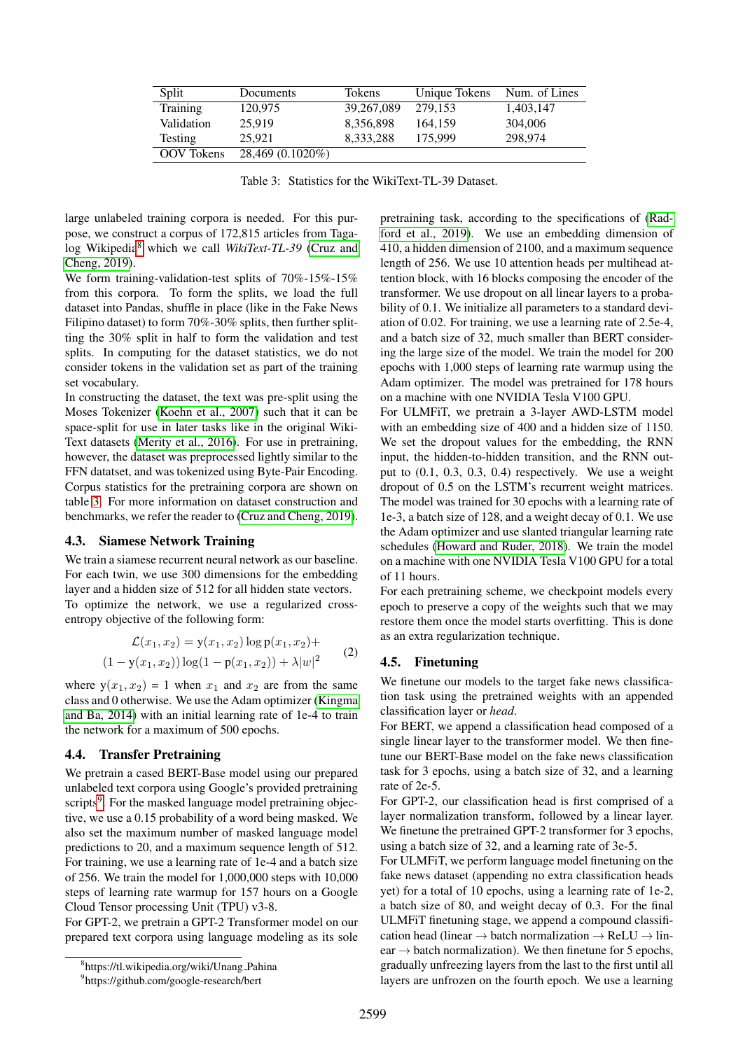| Split | Documents | Tokens | Unique Tokens | Num. of Lines |
|---|---|---|---|---|
| Training | 120,975 | 39,267,089 | 279,153 | 1,403,147 |
| Validation | 25,919 | 8,356,898 | 164,159 | 304,006 |
| Testing | 25,921 | 8,333,288 | 175,999 | 298,974 |
| OOV Tokens | 28,469 (0.1020%) | | | |

Table 3: Statistics for the WikiText-TL-39 Dataset.

large unlabeled training corpora is needed. For this purpose, we construct a corpus of 172,815 articles from Tagalog Wikipedia[8] which we call *WikiText-TL-39* (Cruz and Cheng, 2019).

We form training-validation-test splits of 70%-15%-15% from this corpora. To form the splits, we load the full dataset into Pandas, shuffle in place (like in the Fake News Filipino dataset) to form 70%-30% splits, then further splitting the 30% split in half to form the validation and test splits. In computing for the dataset statistics, we do not consider tokens in the validation set as part of the training set vocabulary.

In constructing the dataset, the text was pre-split using the Moses Tokenizer (Koehn et al., 2007) such that it can be space-split for use in later tasks like in the original WikiText datasets (Merity et al., 2016). For use in pretraining, however, the dataset was preprocessed lightly similar to the FFN datatset, and was tokenized using Byte-Pair Encoding. Corpus statistics for the pretraining corpora are shown on table 3. For more information on dataset construction and benchmarks, we refer the reader to (Cruz and Cheng, 2019).

## 4.3. Siamese Network Training

We train a siamese recurrent neural network as our baseline. For each twin, we use 300 dimensions for the embedding layer and a hidden size of 512 for all hidden state vectors.

To optimize the network, we use a regularized cross-entropy objective of the following form:

$$\mathcal{L}(x_1, x_2) = \mathrm{y}(x_1, x_2) \log \mathrm{p}(x_1, x_2) + (1 - \mathrm{y}(x_1, x_2)) \log(1 - \mathrm{p}(x_1, x_2)) + \lambda |w|^2 \quad (2)$$

where $\mathrm{y}(x_1, x_2) = 1$ when $x_1$ and $x_2$ are from the same class and 0 otherwise. We use the Adam optimizer (Kingma and Ba, 2014) with an initial learning rate of 1e-4 to train the network for a maximum of 500 epochs.

## 4.4. Transfer Pretraining

We pretrain a cased BERT-Base model using our prepared unlabeled text corpora using Google's provided pretraining scripts[9]. For the masked language model pretraining objective, we use a 0.15 probability of a word being masked. We also set the maximum number of masked language model predictions to 20, and a maximum sequence length of 512. For training, we use a learning rate of 1e-4 and a batch size of 256. We train the model for 1,000,000 steps with 10,000 steps of learning rate warmup for 157 hours on a Google Cloud Tensor processing Unit (TPU) v3-8.

For GPT-2, we pretrain a GPT-2 Transformer model on our prepared text corpora using language modeling as its sole pretraining task, according to the specifications of (Radford et al., 2019). We use an embedding dimension of 410, a hidden dimension of 2100, and a maximum sequence length of 256. We use 10 attention heads per multihead attention block, with 16 blocks composing the encoder of the transformer. We use dropout on all linear layers to a probability of 0.1. We initialize all parameters to a standard deviation of 0.02. For training, we use a learning rate of 2.5e-4, and a batch size of 32, much smaller than BERT considering the large size of the model. We train the model for 200 epochs with 1,000 steps of learning rate warmup using the Adam optimizer. The model was pretrained for 178 hours on a machine with one NVIDIA Tesla V100 GPU.

For ULMFiT, we pretrain a 3-layer AWD-LSTM model with an embedding size of 400 and a hidden size of 1150. We set the dropout values for the embedding, the RNN input, the hidden-to-hidden transition, and the RNN output to (0.1, 0.3, 0.3, 0.4) respectively. We use a weight dropout of 0.5 on the LSTM's recurrent weight matrices. The model was trained for 30 epochs with a learning rate of 1e-3, a batch size of 128, and a weight decay of 0.1. We use the Adam optimizer and use slanted triangular learning rate schedules (Howard and Ruder, 2018). We train the model on a machine with one NVIDIA Tesla V100 GPU for a total of 11 hours.

For each pretraining scheme, we checkpoint models every epoch to preserve a copy of the weights such that we may restore them once the model starts overfitting. This is done as an extra regularization technique.

## 4.5. Finetuning

We finetune our models to the target fake news classification task using the pretrained weights with an appended classification layer or *head*.

For BERT, we append a classification head composed of a single linear layer to the transformer model. We then finetune our BERT-Base model on the fake news classification task for 3 epochs, using a batch size of 32, and a learning rate of 2e-5.

For GPT-2, our classification head is first comprised of a layer normalization transform, followed by a linear layer. We finetune the pretrained GPT-2 transformer for 3 epochs, using a batch size of 32, and a learning rate of 3e-5.

For ULMFiT, we perform language model finetuning on the fake news dataset (appending no extra classification heads yet) for a total of 10 epochs, using a learning rate of 1e-2, a batch size of 80, and weight decay of 0.3. For the final ULMFiT finetuning stage, we append a compound classification head (linear → batch normalization → ReLU → linear → batch normalization). We then finetune for 5 epochs, gradually unfreezing layers from the last to the first until all layers are unfrozen on the fourth epoch. We use a learning

[8] https://tl.wikipedia.org/wiki/Unang_Pahina

[9] https://github.com/google-research/bert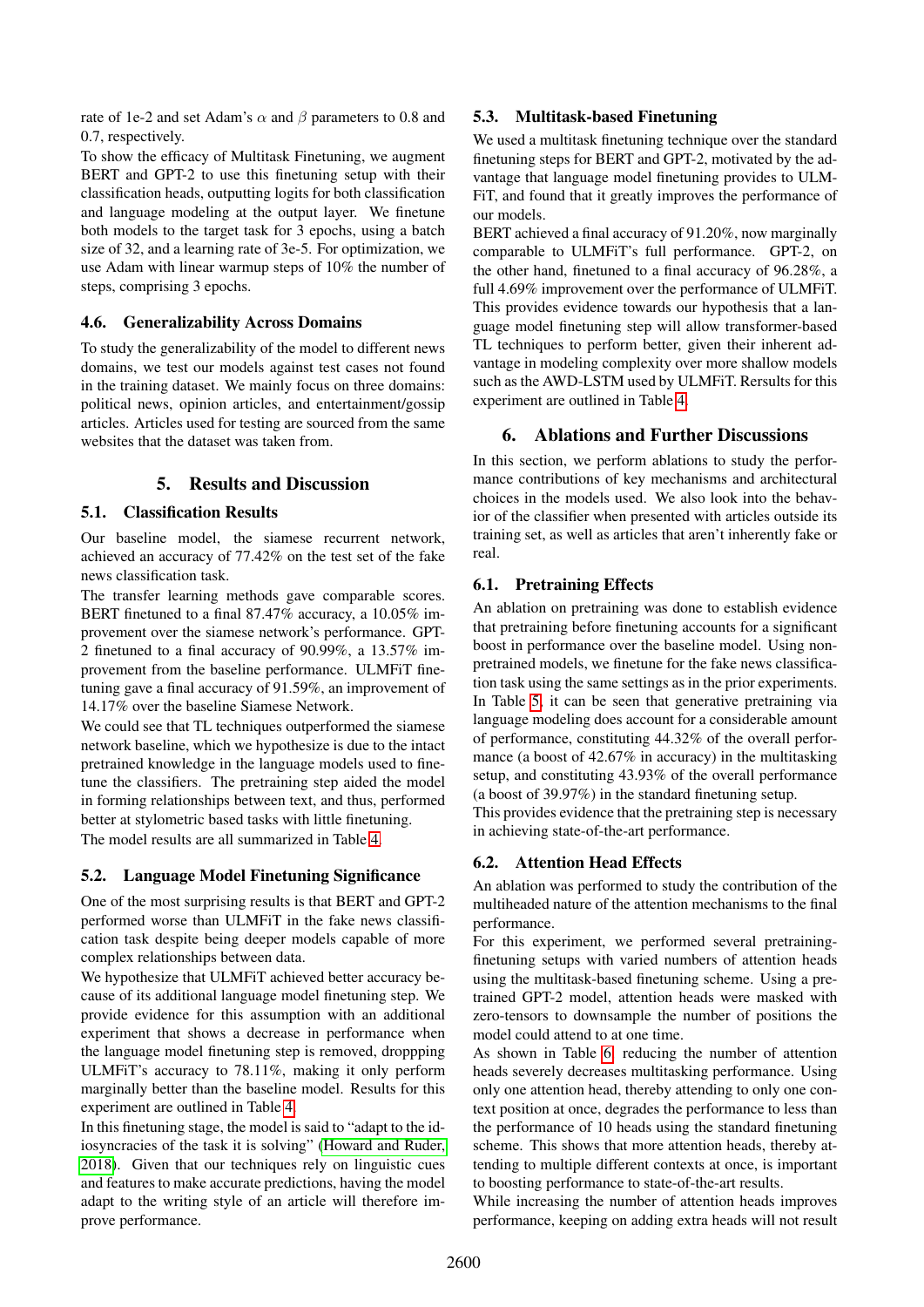rate of 1e-2 and set Adam's $\alpha$ and $\beta$ parameters to 0.8 and 0.7, respectively.

To show the efficacy of Multitask Finetuning, we augment BERT and GPT-2 to use this finetuning setup with their classification heads, outputting logits for both classification and language modeling at the output layer. We finetune both models to the target task for 3 epochs, using a batch size of 32, and a learning rate of 3e-5. For optimization, we use Adam with linear warmup steps of 10% the number of steps, comprising 3 epochs.

### 4.6. Generalizability Across Domains

To study the generalizability of the model to different news domains, we test our models against test cases not found in the training dataset. We mainly focus on three domains: political news, opinion articles, and entertainment/gossip articles. Articles used for testing are sourced from the same websites that the dataset was taken from.

## 5. Results and Discussion

### 5.1. Classification Results

Our baseline model, the siamese recurrent network, achieved an accuracy of 77.42% on the test set of the fake news classification task.

The transfer learning methods gave comparable scores. BERT finetuned to a final 87.47% accuracy, a 10.05% improvement over the siamese network's performance. GPT-2 finetuned to a final accuracy of 90.99%, a 13.57% improvement from the baseline performance. ULMFiT finetuning gave a final accuracy of 91.59%, an improvement of 14.17% over the baseline Siamese Network.

We could see that TL techniques outperformed the siamese network baseline, which we hypothesize is due to the intact pretrained knowledge in the language models used to finetune the classifiers. The pretraining step aided the model in forming relationships between text, and thus, performed better at stylometric based tasks with little finetuning.

The model results are all summarized in Table 4.

### 5.2. Language Model Finetuning Significance

One of the most surprising results is that BERT and GPT-2 performed worse than ULMFiT in the fake news classification task despite being deeper models capable of more complex relationships between data.

We hypothesize that ULMFiT achieved better accuracy because of its additional language model finetuning step. We provide evidence for this assumption with an additional experiment that shows a decrease in performance when the language model finetuning step is removed, droppping ULMFiT's accuracy to 78.11%, making it only perform marginally better than the baseline model. Results for this experiment are outlined in Table 4.

In this finetuning stage, the model is said to "adapt to the idiosyncracies of the task it is solving" (Howard and Ruder, 2018). Given that our techniques rely on linguistic cues and features to make accurate predictions, having the model adapt to the writing style of an article will therefore improve performance.

### 5.3. Multitask-based Finetuning

We used a multitask finetuning technique over the standard finetuning steps for BERT and GPT-2, motivated by the advantage that language model finetuning provides to ULMFiT, and found that it greatly improves the performance of our models.

BERT achieved a final accuracy of 91.20%, now marginally comparable to ULMFiT's full performance. GPT-2, on the other hand, finetuned to a final accuracy of 96.28%, a full 4.69% improvement over the performance of ULMFiT. This provides evidence towards our hypothesis that a language model finetuning step will allow transformer-based TL techniques to perform better, given their inherent advantage in modeling complexity over more shallow models such as the AWD-LSTM used by ULMFiT. Rersults for this experiment are outlined in Table 4.

## 6. Ablations and Further Discussions

In this section, we perform ablations to study the performance contributions of key mechanisms and architectural choices in the models used. We also look into the behavior of the classifier when presented with articles outside its training set, as well as articles that aren't inherently fake or real.

### 6.1. Pretraining Effects

An ablation on pretraining was done to establish evidence that pretraining before finetuning accounts for a significant boost in performance over the baseline model. Using non-pretrained models, we finetune for the fake news classification task using the same settings as in the prior experiments. In Table 5, it can be seen that generative pretraining via language modeling does account for a considerable amount of performance, constituting 44.32% of the overall performance (a boost of 42.67% in accuracy) in the multitasking setup, and constituting 43.93% of the overall performance (a boost of 39.97%) in the standard finetuning setup.

This provides evidence that the pretraining step is necessary in achieving state-of-the-art performance.

### 6.2. Attention Head Effects

An ablation was performed to study the contribution of the multiheaded nature of the attention mechanisms to the final performance.

For this experiment, we performed several pretraining-finetuning setups with varied numbers of attention heads using the multitask-based finetuning scheme. Using a pretrained GPT-2 model, attention heads were masked with zero-tensors to downsample the number of positions the model could attend to at one time.

As shown in Table 6, reducing the number of attention heads severely decreases multitasking performance. Using only one attention head, thereby attending to only one context position at once, degrades the performance to less than the performance of 10 heads using the standard finetuning scheme. This shows that more attention heads, thereby attending to multiple different contexts at once, is important to boosting performance to state-of-the-art results.

While increasing the number of attention heads improves performance, keeping on adding extra heads will not result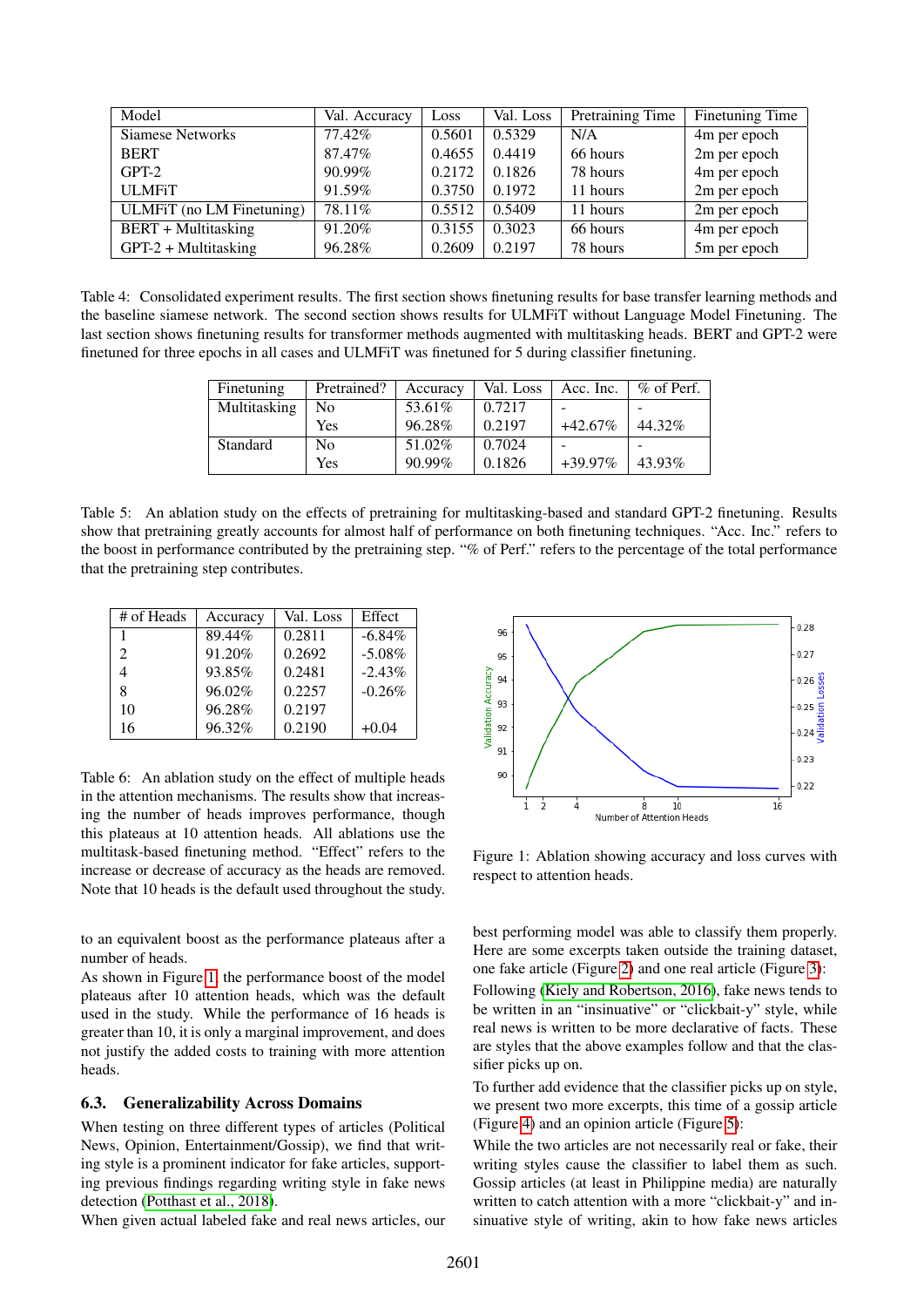| Model | Val. Accuracy | Loss | Val. Loss | Pretraining Time | Finetuning Time |
|---|---|---|---|---|---|
| Siamese Networks | 77.42% | 0.5601 | 0.5329 | N/A | 4m per epoch |
| BERT | 87.47% | 0.4655 | 0.4419 | 66 hours | 2m per epoch |
| GPT-2 | 90.99% | 0.2172 | 0.1826 | 78 hours | 4m per epoch |
| ULMFiT | 91.59% | 0.3750 | 0.1972 | 11 hours | 2m per epoch |
| ULMFiT (no LM Finetuning) | 78.11% | 0.5512 | 0.5409 | 11 hours | 2m per epoch |
| BERT + Multitasking | 91.20% | 0.3155 | 0.3023 | 66 hours | 4m per epoch |
| GPT-2 + Multitasking | 96.28% | 0.2609 | 0.2197 | 78 hours | 5m per epoch |

Table 4: Consolidated experiment results. The first section shows finetuning results for base transfer learning methods and the baseline siamese network. The second section shows results for ULMFiT without Language Model Finetuning. The last section shows finetuning results for transformer methods augmented with multitasking heads. BERT and GPT-2 were finetuned for three epochs in all cases and ULMFiT was finetuned for 5 during classifier finetuning.

| Finetuning | Pretrained? | Accuracy | Val. Loss | Acc. Inc. | % of Perf. |
|---|---|---|---|---|---|
| Multitasking | No | 53.61% | 0.7217 | - | - |
| | Yes | 96.28% | 0.2197 | +42.67% | 44.32% |
| Standard | No | 51.02% | 0.7024 | - | - |
| | Yes | 90.99% | 0.1826 | +39.97% | 43.93% |

Table 5: An ablation study on the effects of pretraining for multitasking-based and standard GPT-2 finetuning. Results show that pretraining greatly accounts for almost half of performance on both finetuning techniques. "Acc. Inc." refers to the boost in performance contributed by the pretraining step. "% of Perf." refers to the percentage of the total performance that the pretraining step contributes.

| # of Heads | Accuracy | Val. Loss | Effect |
|---|---|---|---|
| 1 | 89.44% | 0.2811 | -6.84% |
| 2 | 91.20% | 0.2692 | -5.08% |
| 4 | 93.85% | 0.2481 | -2.43% |
| 8 | 96.02% | 0.2257 | -0.26% |
| 10 | 96.28% | 0.2197 | |
| 16 | 96.32% | 0.2190 | +0.04 |

Table 6: An ablation study on the effect of multiple heads in the attention mechanisms. The results show that increasing the number of heads improves performance, though this plateaus at 10 attention heads. All ablations use the multitask-based finetuning method. "Effect" refers to the increase or decrease of accuracy as the heads are removed. Note that 10 heads is the default used throughout the study.

Figure 1: Ablation showing accuracy and loss curves with respect to attention heads.

to an equivalent boost as the performance plateaus after a number of heads.

As shown in Figure 1, the performance boost of the model plateaus after 10 attention heads, which was the default used in the study. While the performance of 16 heads is greater than 10, it is only a marginal improvement, and does not justify the added costs to training with more attention heads.

## 6.3. Generalizability Across Domains

When testing on three different types of articles (Political News, Opinion, Entertainment/Gossip), we find that writing style is a prominent indicator for fake articles, supporting previous findings regarding writing style in fake news detection (Potthast et al., 2018).

When given actual labeled fake and real news articles, our best performing model was able to classify them properly. Here are some excerpts taken outside the training dataset, one fake article (Figure 2) and one real article (Figure 3):

Following (Kiely and Robertson, 2016), fake news tends to be written in an "insinuative" or "clickbait-y" style, while real news is written to be more declarative of facts. These are styles that the above examples follow and that the classifier picks up on.

To further add evidence that the classifier picks up on style, we present two more excerpts, this time of a gossip article (Figure 4) and an opinion article (Figure 5):

While the two articles are not necessarily real or fake, their writing styles cause the classifier to label them as such. Gossip articles (at least in Philippine media) are naturally written to catch attention with a more "clickbait-y" and insinuative style of writing, akin to how fake news articles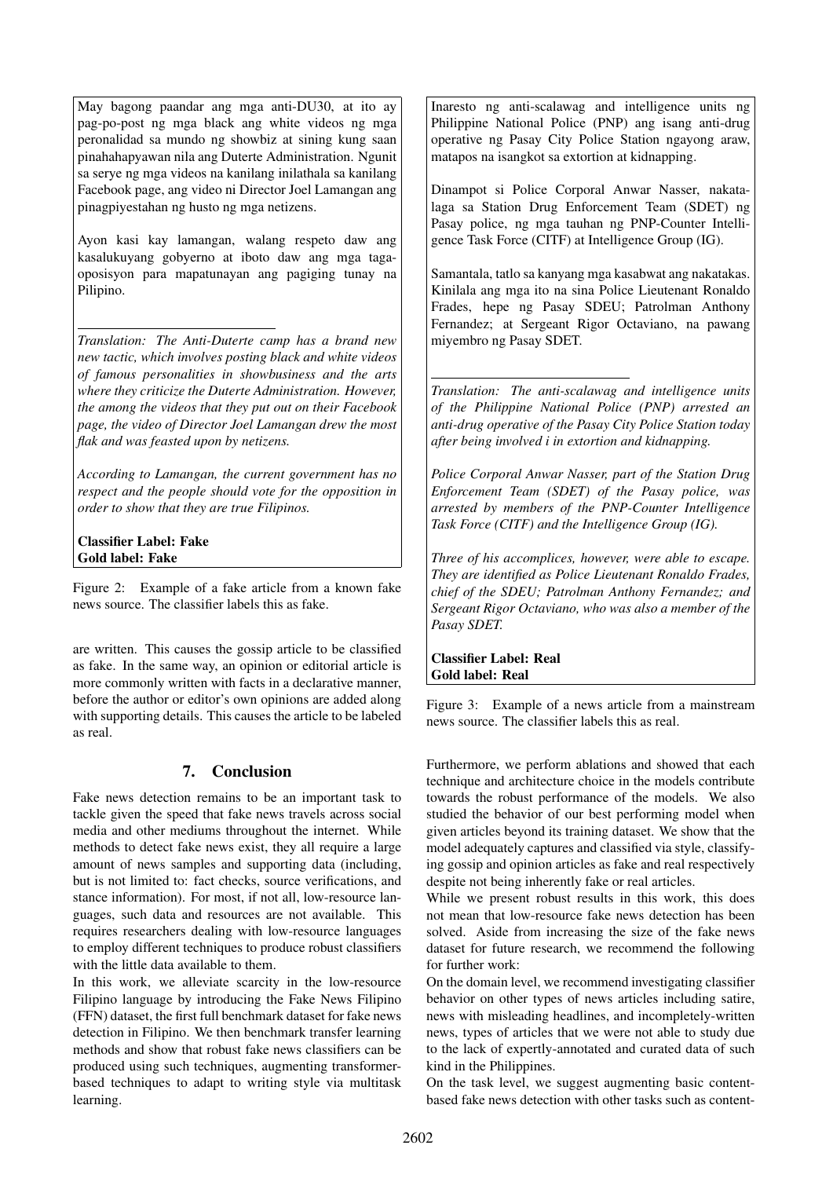May bagong paandar ang mga anti-DU30, at ito ay pag-po-post ng mga black ang white videos ng mga peronalidad sa mundo ng showbiz at sining kung saan pinahahapyawan nila ang Duterte Administration. Ngunit sa serye ng mga videos na kanilang inilathala sa kanilang Facebook page, ang video ni Director Joel Lamangan ang pinagpiyestahan ng husto ng mga netizens.

Ayon kasi kay lamangan, walang respeto daw ang kasalukuyang gobyerno at iboto daw ang mga taga-oposisyon para mapatunayan ang pagiging tunay na Pilipino.

---

*Translation: The Anti-Duterte camp has a brand new new tactic, which involves posting black and white videos of famous personalities in showbusiness and the arts where they criticize the Duterte Administration. However, the among the videos that they put out on their Facebook page, the video of Director Joel Lamangan drew the most flak and was feasted upon by netizens.*

*According to Lamangan, the current government has no respect and the people should vote for the opposition in order to show that they are true Filipinos.*

**Classifier Label: Fake**
**Gold label: Fake**

Figure 2: Example of a fake article from a known fake news source. The classifier labels this as fake.

are written. This causes the gossip article to be classified as fake. In the same way, an opinion or editorial article is more commonly written with facts in a declarative manner, before the author or editor's own opinions are added along with supporting details. This causes the article to be labeled as real.

## 7. Conclusion

Fake news detection remains to be an important task to tackle given the speed that fake news travels across social media and other mediums throughout the internet. While methods to detect fake news exist, they all require a large amount of news samples and supporting data (including, but is not limited to: fact checks, source verifications, and stance information). For most, if not all, low-resource languages, such data and resources are not available. This requires researchers dealing with low-resource languages to employ different techniques to produce robust classifiers with the little data available to them.

In this work, we alleviate scarcity in the low-resource Filipino language by introducing the Fake News Filipino (FFN) dataset, the first full benchmark dataset for fake news detection in Filipino. We then benchmark transfer learning methods and show that robust fake news classifiers can be produced using such techniques, augmenting transformer-based techniques to adapt to writing style via multitask learning.

Inaresto ng anti-scalawag and intelligence units ng Philippine National Police (PNP) ang isang anti-drug operative ng Pasay City Police Station ngayong araw, matapos na isangkot sa extortion at kidnapping.

Dinampot si Police Corporal Anwar Nasser, nakatalaga sa Station Drug Enforcement Team (SDET) ng Pasay police, ng mga tauhan ng PNP-Counter Intelligence Task Force (CITF) at Intelligence Group (IG).

Samantala, tatlo sa kanyang mga kasabwat ang nakatakas. Kinilala ang mga ito na sina Police Lieutenant Ronaldo Frades, hepe ng Pasay SDEU; Patrolman Anthony Fernandez; at Sergeant Rigor Octaviano, na pawang miyembro ng Pasay SDET.

---

*Translation: The anti-scalawag and intelligence units of the Philippine National Police (PNP) arrested an anti-drug operative of the Pasay City Police Station today after being involved i in extortion and kidnapping.*

*Police Corporal Anwar Nasser, part of the Station Drug Enforcement Team (SDET) of the Pasay police, was arrested by members of the PNP-Counter Intelligence Task Force (CITF) and the Intelligence Group (IG).*

*Three of his accomplices, however, were able to escape. They are identified as Police Lieutenant Ronaldo Frades, chief of the SDEU; Patrolman Anthony Fernandez; and Sergeant Rigor Octaviano, who was also a member of the Pasay SDET.*

**Classifier Label: Real**
**Gold label: Real**

Figure 3: Example of a news article from a mainstream news source. The classifier labels this as real.

Furthermore, we perform ablations and showed that each technique and architecture choice in the models contribute towards the robust performance of the models. We also studied the behavior of our best performing model when given articles beyond its training dataset. We show that the model adequately captures and classified via style, classifying gossip and opinion articles as fake and real respectively despite not being inherently fake or real articles.

While we present robust results in this work, this does not mean that low-resource fake news detection has been solved. Aside from increasing the size of the fake news dataset for future research, we recommend the following for further work:

On the domain level, we recommend investigating classifier behavior on other types of news articles including satire, news with misleading headlines, and incompletely-written news, types of articles that we were not able to study due to the lack of expertly-annotated and curated data of such kind in the Philippines.

On the task level, we suggest augmenting basic content-based fake news detection with other tasks such as content-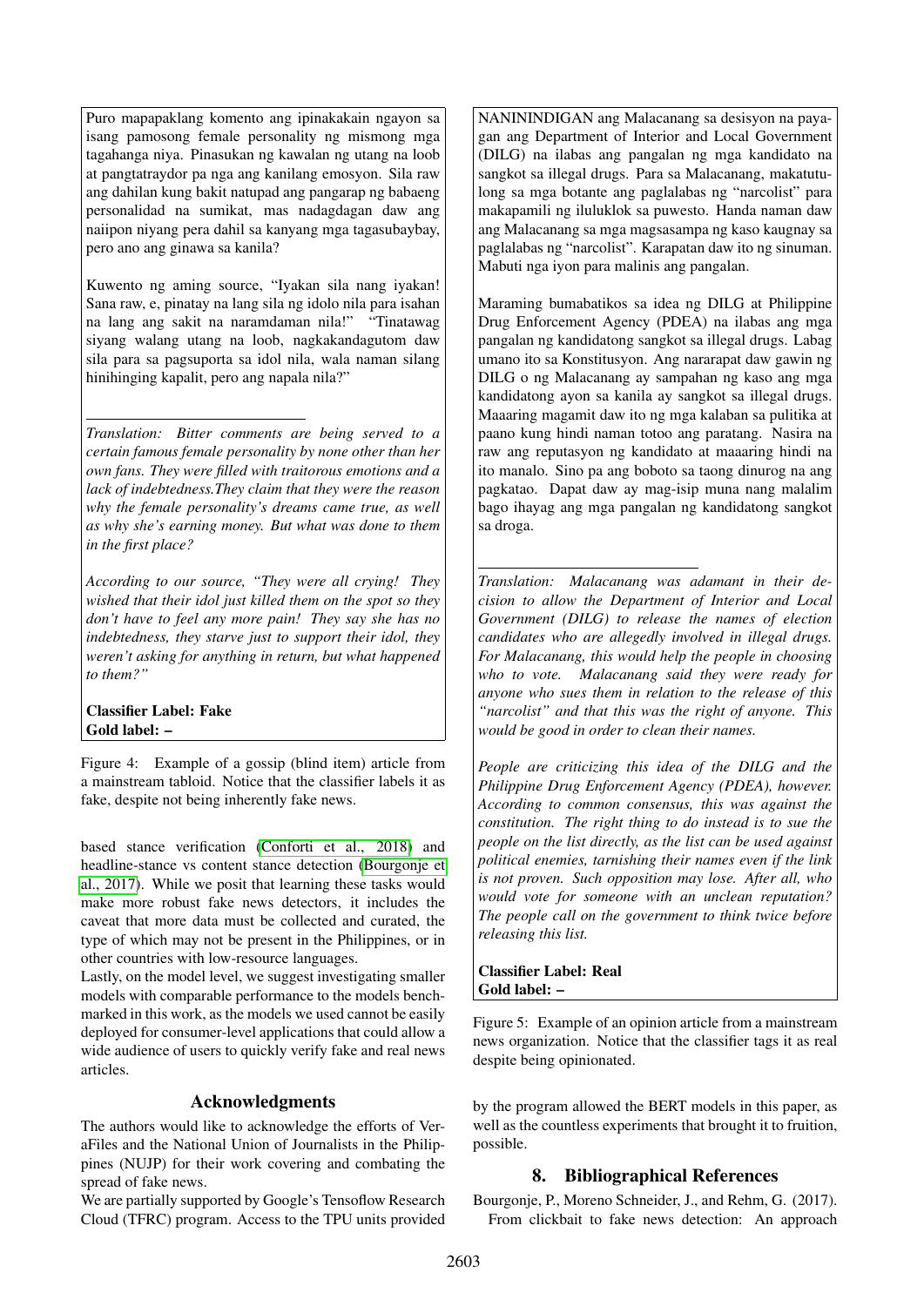Puro mapapaklang komento ang ipinakakain ngayon sa isang pamosong female personality ng mismong mga tagahanga niya. Pinasukan ng kawalan ng utang na loob at pangtatraydor pa nga ang kanilang emosyon. Sila raw ang dahilan kung bakit natupad ang pangarap ng babaeng personalidad na sumikat, mas nadagdagan daw ang naiipon niyang pera dahil sa kanyang mga tagasubaybay, pero ano ang ginawa sa kanila?

Kuwento ng aming source, "Iyakan sila nang iyakan! Sana raw, e, pinatay na lang sila ng idolo nila para isahan na lang ang sakit na naramdaman nila!" "Tinatawag siyang walang utang na loob, nagkakandagutom daw sila para sa pagsuporta sa idol nila, wala naman silang hinihinging kapalit, pero ang napala nila?"

---

*Translation: Bitter comments are being served to a certain famous female personality by none other than her own fans. They were filled with traitorous emotions and a lack of indebtedness.They claim that they were the reason why the female personality's dreams came true, as well as why she's earning money. But what was done to them in the first place?*

*According to our source, "They were all crying! They wished that their idol just killed them on the spot so they don't have to feel any more pain! They say she has no indebtedness, they starve just to support their idol, they weren't asking for anything in return, but what happened to them?"*

**Classifier Label: Fake**
**Gold label: –**

Figure 4: Example of a gossip (blind item) article from a mainstream tabloid. Notice that the classifier labels it as fake, despite not being inherently fake news.

based stance verification (Conforti et al., 2018) and headline-stance vs content stance detection (Bourgonje et al., 2017). While we posit that learning these tasks would make more robust fake news detectors, it includes the caveat that more data must be collected and curated, the type of which may not be present in the Philippines, or in other countries with low-resource languages.

Lastly, on the model level, we suggest investigating smaller models with comparable performance to the models benchmarked in this work, as the models we used cannot be easily deployed for consumer-level applications that could allow a wide audience of users to quickly verify fake and real news articles.

## Acknowledgments

The authors would like to acknowledge the efforts of VeraFiles and the National Union of Journalists in the Philippines (NUJP) for their work covering and combating the spread of fake news.

We are partially supported by Google's Tensoflow Research Cloud (TFRC) program. Access to the TPU units provided by the program allowed the BERT models in this paper, as well as the countless experiments that brought it to fruition, possible.

NANININDIGAN ang Malacanang sa desisyon na payagan ang Department of Interior and Local Government (DILG) na ilabas ang pangalan ng mga kandidato na sangkot sa illegal drugs. Para sa Malacanang, makatutulong sa mga botante ang paglalabas ng "narcolist" para makapamili ng iluluklok sa puwesto. Handa naman daw ang Malacanang sa mga magsasampa ng kaso kaugnay sa paglalabas ng "narcolist". Karapatan daw ito ng sinuman. Mabuti nga iyon para malinis ang pangalan.

Maraming bumabatikos sa idea ng DILG at Philippine Drug Enforcement Agency (PDEA) na ilabas ang mga pangalan ng kandidatong sangkot sa illegal drugs. Labag umano ito sa Konstitusyon. Ang nararapat daw gawin ng DILG o ng Malacanang ay sampahan ng kaso ang mga kandidatong ayon sa kanila ay sangkot sa illegal drugs. Maaaring magamit daw ito ng mga kalaban sa pulitika at paano kung hindi naman totoo ang paratang. Nasira na raw ang reputasyon ng kandidato at maaaring hindi na ito manalo. Sino pa ang boboto sa taong dinurog na ang pagkatao. Dapat daw ay mag-isip muna nang malalim bago ihayag ang mga pangalan ng kandidatong sangkot sa droga.

---

*Translation: Malacanang was adamant in their decision to allow the Department of Interior and Local Government (DILG) to release the names of election candidates who are allegedly involved in illegal drugs. For Malacanang, this would help the people in choosing who to vote. Malacanang said they were ready for anyone who sues them in relation to the release of this "narcolist" and that this was the right of anyone. This would be good in order to clean their names.*

*People are criticizing this idea of the DILG and the Philippine Drug Enforcement Agency (PDEA), however. According to common consensus, this was against the constitution. The right thing to do instead is to sue the people on the list directly, as the list can be used against political enemies, tarnishing their names even if the link is not proven. Such opposition may lose. After all, who would vote for someone with an unclean reputation? The people call on the government to think twice before releasing this list.*

**Classifier Label: Real**
**Gold label: –**

Figure 5: Example of an opinion article from a mainstream news organization. Notice that the classifier tags it as real despite being opinionated.

## 8. Bibliographical References

Bourgonje, P., Moreno Schneider, J., and Rehm, G. (2017). From clickbait to fake news detection: An approach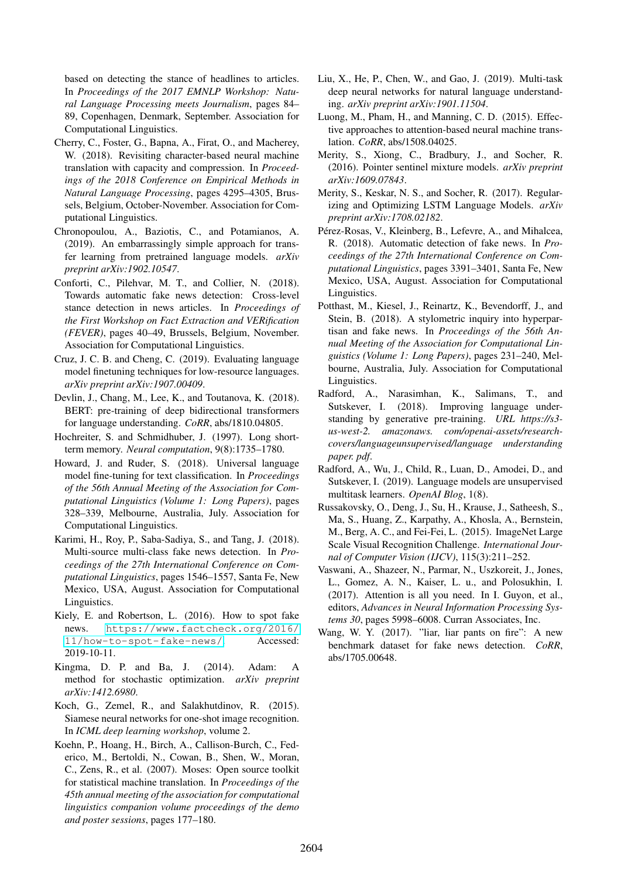based on detecting the stance of headlines to articles. In *Proceedings of the 2017 EMNLP Workshop: Natural Language Processing meets Journalism*, pages 84–89, Copenhagen, Denmark, September. Association for Computational Linguistics.

Cherry, C., Foster, G., Bapna, A., Firat, O., and Macherey, W. (2018). Revisiting character-based neural machine translation with capacity and compression. In *Proceedings of the 2018 Conference on Empirical Methods in Natural Language Processing*, pages 4295–4305, Brussels, Belgium, October-November. Association for Computational Linguistics.

Chronopoulou, A., Baziotis, C., and Potamianos, A. (2019). An embarrassingly simple approach for transfer learning from pretrained language models. *arXiv preprint arXiv:1902.10547*.

Conforti, C., Pilehvar, M. T., and Collier, N. (2018). Towards automatic fake news detection: Cross-level stance detection in news articles. In *Proceedings of the First Workshop on Fact Extraction and VERification (FEVER)*, pages 40–49, Brussels, Belgium, November. Association for Computational Linguistics.

Cruz, J. C. B. and Cheng, C. (2019). Evaluating language model finetuning techniques for low-resource languages. *arXiv preprint arXiv:1907.00409*.

Devlin, J., Chang, M., Lee, K., and Toutanova, K. (2018). BERT: pre-training of deep bidirectional transformers for language understanding. *CoRR*, abs/1810.04805.

Hochreiter, S. and Schmidhuber, J. (1997). Long short-term memory. *Neural computation*, 9(8):1735–1780.

Howard, J. and Ruder, S. (2018). Universal language model fine-tuning for text classification. In *Proceedings of the 56th Annual Meeting of the Association for Computational Linguistics (Volume 1: Long Papers)*, pages 328–339, Melbourne, Australia, July. Association for Computational Linguistics.

Karimi, H., Roy, P., Saba-Sadiya, S., and Tang, J. (2018). Multi-source multi-class fake news detection. In *Proceedings of the 27th International Conference on Computational Linguistics*, pages 1546–1557, Santa Fe, New Mexico, USA, August. Association for Computational Linguistics.

Kiely, E. and Robertson, L. (2016). How to spot fake news. `https://www.factcheck.org/2016/11/how-to-spot-fake-news/`. Accessed: 2019-10-11.

Kingma, D. P. and Ba, J. (2014). Adam: A method for stochastic optimization. *arXiv preprint arXiv:1412.6980*.

Koch, G., Zemel, R., and Salakhutdinov, R. (2015). Siamese neural networks for one-shot image recognition. In *ICML deep learning workshop*, volume 2.

Koehn, P., Hoang, H., Birch, A., Callison-Burch, C., Federico, M., Bertoldi, N., Cowan, B., Shen, W., Moran, C., Zens, R., et al. (2007). Moses: Open source toolkit for statistical machine translation. In *Proceedings of the 45th annual meeting of the association for computational linguistics companion volume proceedings of the demo and poster sessions*, pages 177–180.

Liu, X., He, P., Chen, W., and Gao, J. (2019). Multi-task deep neural networks for natural language understanding. *arXiv preprint arXiv:1901.11504*.

Luong, M., Pham, H., and Manning, C. D. (2015). Effective approaches to attention-based neural machine translation. *CoRR*, abs/1508.04025.

Merity, S., Xiong, C., Bradbury, J., and Socher, R. (2016). Pointer sentinel mixture models. *arXiv preprint arXiv:1609.07843*.

Merity, S., Keskar, N. S., and Socher, R. (2017). Regularizing and Optimizing LSTM Language Models. *arXiv preprint arXiv:1708.02182*.

Pérez-Rosas, V., Kleinberg, B., Lefevre, A., and Mihalcea, R. (2018). Automatic detection of fake news. In *Proceedings of the 27th International Conference on Computational Linguistics*, pages 3391–3401, Santa Fe, New Mexico, USA, August. Association for Computational Linguistics.

Potthast, M., Kiesel, J., Reinartz, K., Bevendorff, J., and Stein, B. (2018). A stylometric inquiry into hyperpartisan and fake news. In *Proceedings of the 56th Annual Meeting of the Association for Computational Linguistics (Volume 1: Long Papers)*, pages 231–240, Melbourne, Australia, July. Association for Computational Linguistics.

Radford, A., Narasimhan, K., Salimans, T., and Sutskever, I. (2018). Improving language understanding by generative pre-training. *URL https://s3-us-west-2. amazonaws. com/openai-assets/research-covers/languageunsupervised/language understanding paper. pdf*.

Radford, A., Wu, J., Child, R., Luan, D., Amodei, D., and Sutskever, I. (2019). Language models are unsupervised multitask learners. *OpenAI Blog*, 1(8).

Russakovsky, O., Deng, J., Su, H., Krause, J., Satheesh, S., Ma, S., Huang, Z., Karpathy, A., Khosla, A., Bernstein, M., Berg, A. C., and Fei-Fei, L. (2015). ImageNet Large Scale Visual Recognition Challenge. *International Journal of Computer Vision (IJCV)*, 115(3):211–252.

Vaswani, A., Shazeer, N., Parmar, N., Uszkoreit, J., Jones, L., Gomez, A. N., Kaiser, L. u., and Polosukhin, I. (2017). Attention is all you need. In I. Guyon, et al., editors, *Advances in Neural Information Processing Systems 30*, pages 5998–6008. Curran Associates, Inc.

Wang, W. Y. (2017). "liar, liar pants on fire": A new benchmark dataset for fake news detection. *CoRR*, abs/1705.00648.